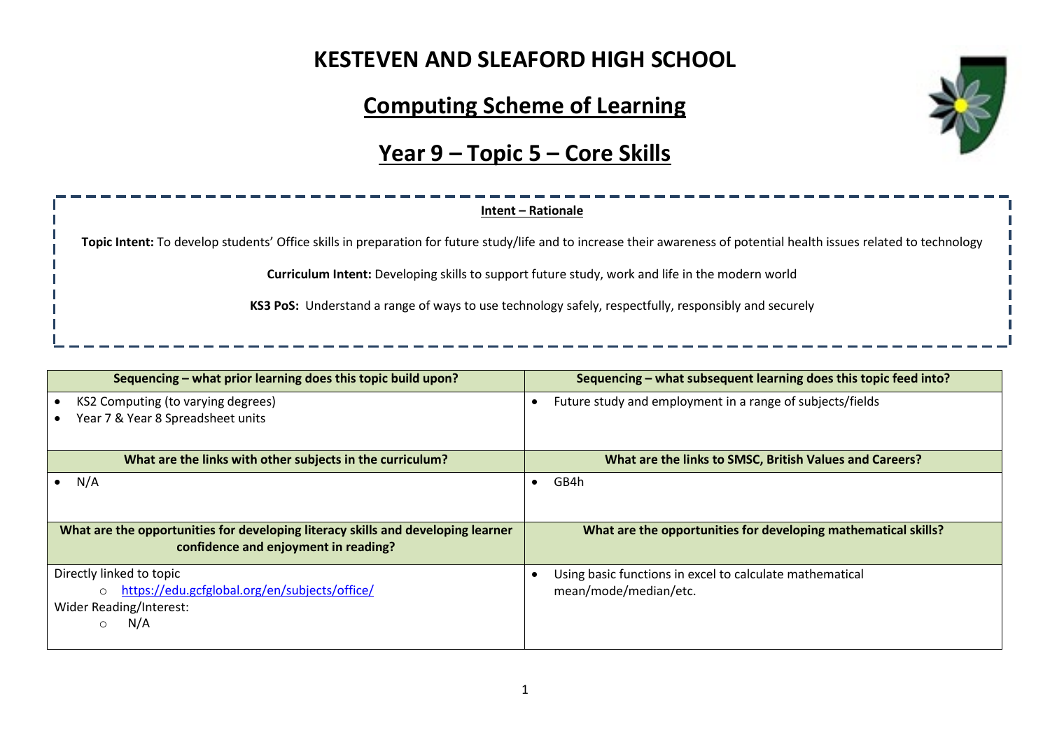# KESTEVEN AND SLEAFORD HIGH SCHOOL

## Computing Scheme of Learning

## Year 9 – Topic 5 – Core Skills

**Intent – Rationale**

**Topic Intent:** To develop students' Office skills in preparation for future study/life and to increase their awareness of potential health issues related to technology

**Curriculum Intent:** Developing skills to support future study, work and life in the modern world

**KS3 PoS:** Understand a range of ways to use technology safely, respectfully, responsibly and securely

| Sequencing – what prior learning does this topic build upon? | Sequencing – what subsequent learning does this topic feed into? |
|---|---|
| • KS2 Computing (to varying degrees)<br>• Year 7 & Year 8 Spreadsheet units | • Future study and employment in a range of subjects/fields |
| **What are the links with other subjects in the curriculum?** | **What are the links to SMSC, British Values and Careers?** |
| • N/A | • GB4h |
| **What are the opportunities for developing literacy skills and developing learner confidence and enjoyment in reading?** | **What are the opportunities for developing mathematical skills?** |
| Directly linked to topic<br>○ https://edu.gcfglobal.org/en/subjects/office/<br>Wider Reading/Interest:<br>○ N/A | • Using basic functions in excel to calculate mathematical mean/mode/median/etc. |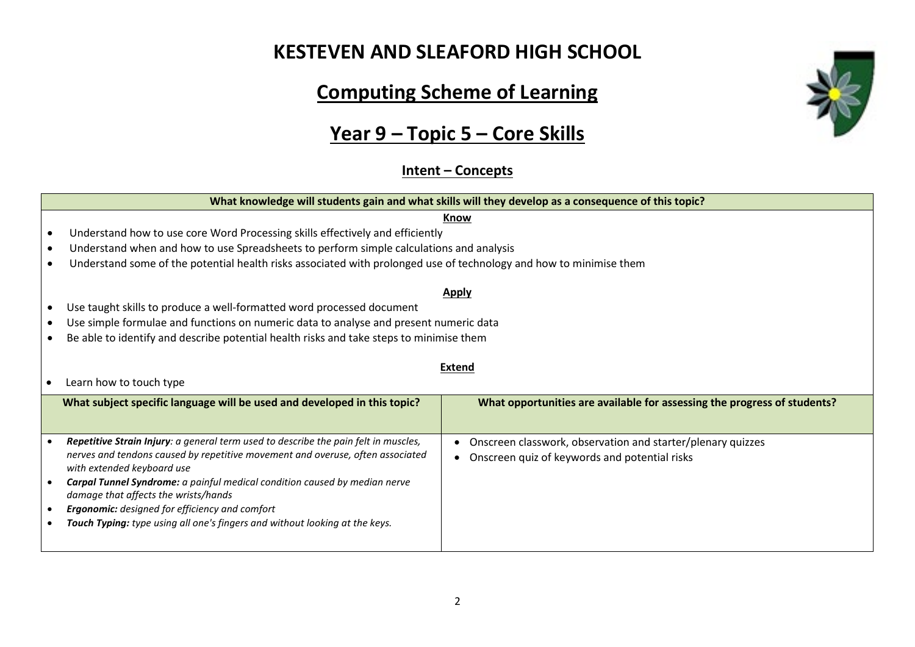# KESTEVEN AND SLEAFORD HIGH SCHOOL

## Computing Scheme of Learning

## Year 9 – Topic 5 – Core Skills

### Intent – Concepts

**What knowledge will students gain and what skills will they develop as a consequence of this topic?**

**Know**

- Understand how to use core Word Processing skills effectively and efficiently
- Understand when and how to use Spreadsheets to perform simple calculations and analysis
- Understand some of the potential health risks associated with prolonged use of technology and how to minimise them

**Apply**

- Use taught skills to produce a well-formatted word processed document
- Use simple formulae and functions on numeric data to analyse and present numeric data
- Be able to identify and describe potential health risks and take steps to minimise them

**Extend**

- Learn how to touch type

| What subject specific language will be used and developed in this topic? | What opportunities are available for assessing the progress of students? |
| --- | --- |
| • ***Repetitive Strain Injury****: a general term used to describe the pain felt in muscles, nerves and tendons caused by repetitive movement and overuse, often associated with extended keyboard use*<br>• ***Carpal Tunnel Syndrome:*** *a painful medical condition caused by median nerve damage that affects the wrists/hands*<br>• ***Ergonomic:*** *designed for efficiency and comfort*<br>• ***Touch Typing:*** *type using all one's fingers and without looking at the keys.* | • Onscreen classwork, observation and starter/plenary quizzes<br>• Onscreen quiz of keywords and potential risks |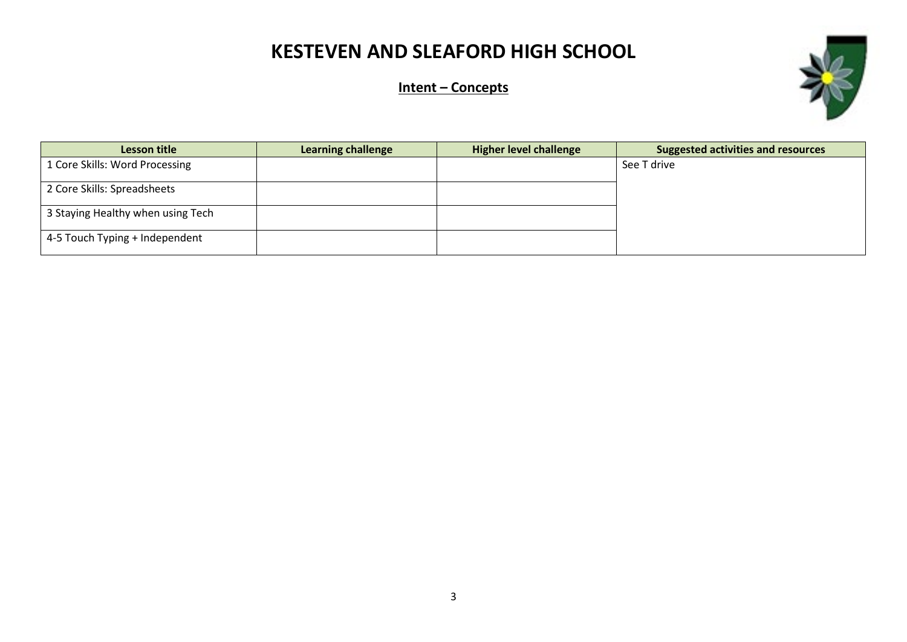# KESTEVEN AND SLEAFORD HIGH SCHOOL

## Intent – Concepts

| Lesson title | Learning challenge | Higher level challenge | Suggested activities and resources |
|---|---|---|---|
| 1 Core Skills: Word Processing | | | See T drive |
| 2 Core Skills: Spreadsheets | | | |
| 3 Staying Healthy when using Tech | | | |
| 4-5 Touch Typing + Independent | | | |